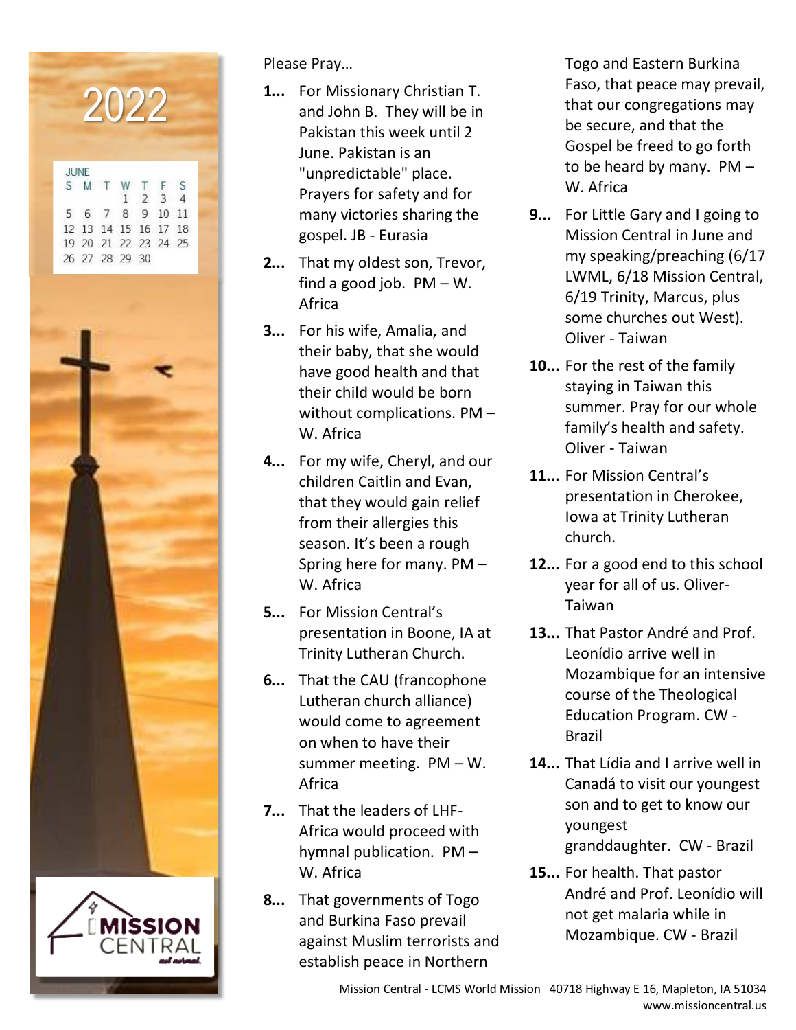2022

| JUNE | | | | | | |
|---|---|---|---|---|---|---|
| S | M | T | W | T | F | S |
| | | | 1 | 2 | 3 | 4 |
| 5 | 6 | 7 | 8 | 9 | 10 | 11 |
| 12 | 13 | 14 | 15 | 16 | 17 | 18 |
| 19 | 20 | 21 | 22 | 23 | 24 | 25 |
| 26 | 27 | 28 | 29 | 30 | | |

MISSION CENTRAL *not normal.*

Please Pray…

**1...** For Missionary Christian T. and John B. They will be in Pakistan this week until 2 June. Pakistan is an "unpredictable" place. Prayers for safety and for many victories sharing the gospel. JB - Eurasia

**2...** That my oldest son, Trevor, find a good job. PM – W. Africa

**3...** For his wife, Amalia, and their baby, that she would have good health and that their child would be born without complications. PM – W. Africa

**4...** For my wife, Cheryl, and our children Caitlin and Evan, that they would gain relief from their allergies this season. It's been a rough Spring here for many. PM – W. Africa

**5...** For Mission Central's presentation in Boone, IA at Trinity Lutheran Church.

**6...** That the CAU (francophone Lutheran church alliance) would come to agreement on when to have their summer meeting. PM – W. Africa

**7...** That the leaders of LHF-Africa would proceed with hymnal publication. PM – W. Africa

**8...** That governments of Togo and Burkina Faso prevail against Muslim terrorists and establish peace in Northern Togo and Eastern Burkina Faso, that peace may prevail, that our congregations may be secure, and that the Gospel be freed to go forth to be heard by many. PM – W. Africa

**9...** For Little Gary and I going to Mission Central in June and my speaking/preaching (6/17 LWML, 6/18 Mission Central, 6/19 Trinity, Marcus, plus some churches out West). Oliver - Taiwan

**10...** For the rest of the family staying in Taiwan this summer. Pray for our whole family's health and safety. Oliver - Taiwan

**11...** For Mission Central's presentation in Cherokee, Iowa at Trinity Lutheran church.

**12...** For a good end to this school year for all of us. Oliver-Taiwan

**13...** That Pastor André and Prof. Leonídio arrive well in Mozambique for an intensive course of the Theological Education Program. CW - Brazil

**14...** That Lídia and I arrive well in Canadá to visit our youngest son and to get to know our youngest granddaughter. CW - Brazil

**15...** For health. That pastor André and Prof. Leonídio will not get malaria while in Mozambique. CW - Brazil

Mission Central - LCMS World Mission 40718 Highway E 16, Mapleton, IA 51034
www.missioncentral.us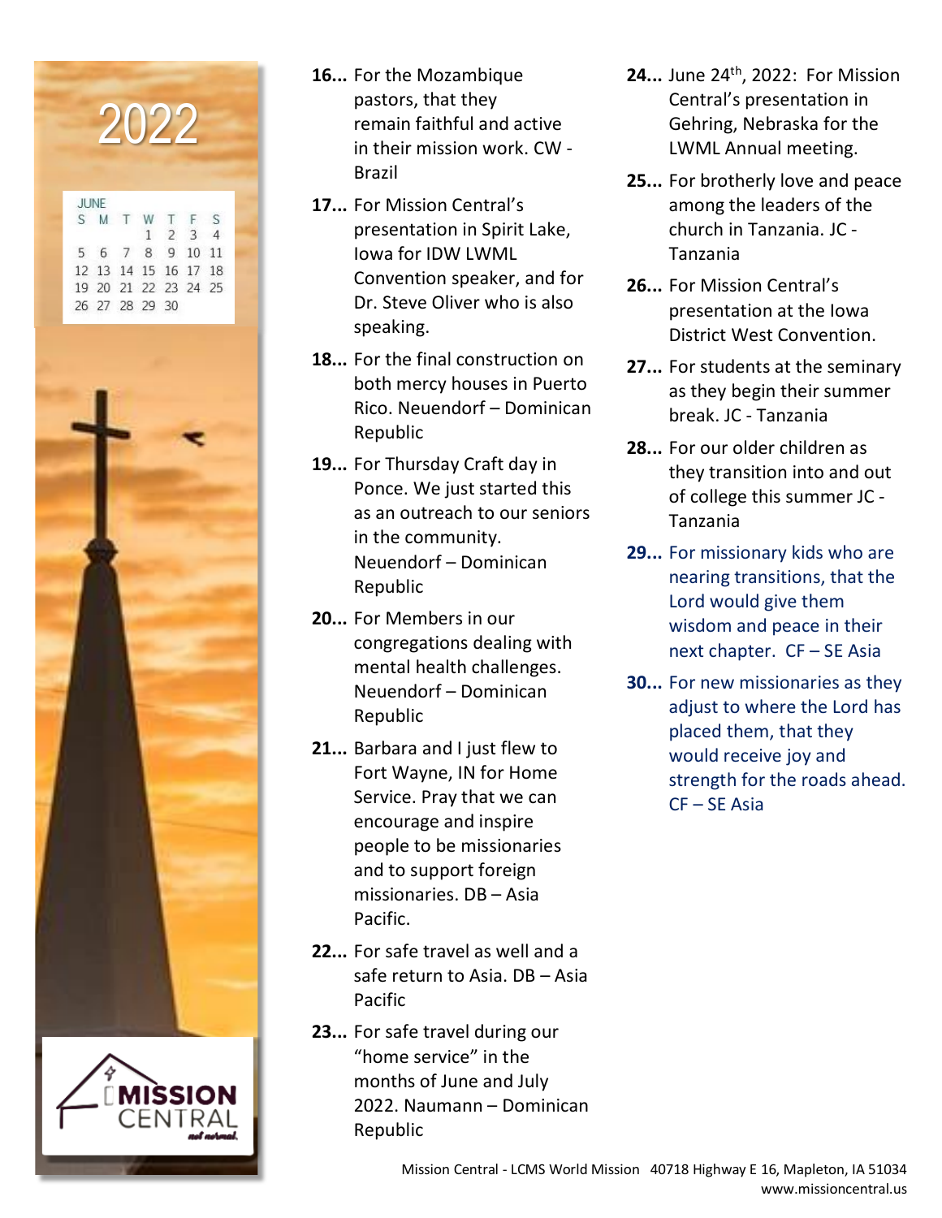2022

JUNE

| S | M | T | W | T | F | S |
|---|---|---|---|---|---|---|
| | | | 1 | 2 | 3 | 4 |
| 5 | 6 | 7 | 8 | 9 | 10 | 11 |
| 12 | 13 | 14 | 15 | 16 | 17 | 18 |
| 19 | 20 | 21 | 22 | 23 | 24 | 25 |
| 26 | 27 | 28 | 29 | 30 | | |

MISSION CENTRAL *not normal.*

**16...** For the Mozambique pastors, that they remain faithful and active in their mission work. CW - Brazil

**17...** For Mission Central's presentation in Spirit Lake, Iowa for IDW LWML Convention speaker, and for Dr. Steve Oliver who is also speaking.

**18...** For the final construction on both mercy houses in Puerto Rico. Neuendorf – Dominican Republic

**19...** For Thursday Craft day in Ponce. We just started this as an outreach to our seniors in the community. Neuendorf – Dominican Republic

**20...** For Members in our congregations dealing with mental health challenges. Neuendorf – Dominican Republic

**21...** Barbara and I just flew to Fort Wayne, IN for Home Service. Pray that we can encourage and inspire people to be missionaries and to support foreign missionaries. DB – Asia Pacific.

**22...** For safe travel as well and a safe return to Asia. DB – Asia Pacific

**23...** For safe travel during our "home service" in the months of June and July 2022. Naumann – Dominican Republic

**24...** June 24th, 2022: For Mission Central's presentation in Gehring, Nebraska for the LWML Annual meeting.

**25...** For brotherly love and peace among the leaders of the church in Tanzania. JC - Tanzania

**26...** For Mission Central's presentation at the Iowa District West Convention.

**27...** For students at the seminary as they begin their summer break. JC - Tanzania

**28...** For our older children as they transition into and out of college this summer JC - Tanzania

**29...** For missionary kids who are nearing transitions, that the Lord would give them wisdom and peace in their next chapter. CF – SE Asia

**30...** For new missionaries as they adjust to where the Lord has placed them, that they would receive joy and strength for the roads ahead. CF – SE Asia

Mission Central - LCMS World Mission 40718 Highway E 16, Mapleton, IA 51034
www.missioncentral.us